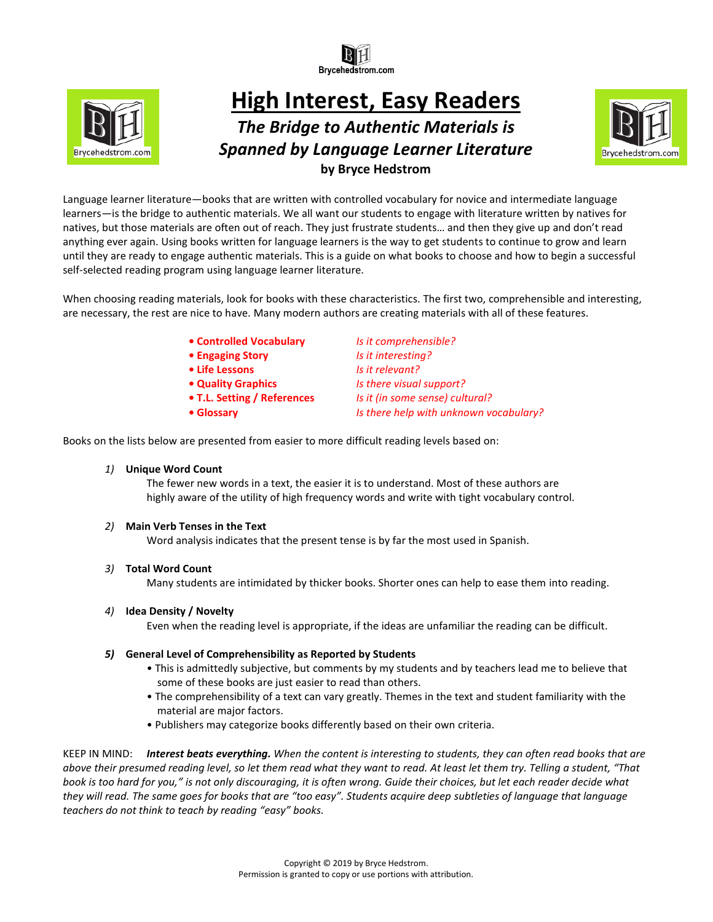# High Interest, Easy Readers

## *The Bridge to Authentic Materials is Spanned by Language Learner Literature*

**by Bryce Hedstrom**

Language learner literature—books that are written with controlled vocabulary for novice and intermediate language learners—is the bridge to authentic materials. We all want our students to engage with literature written by natives for natives, but those materials are often out of reach. They just frustrate students… and then they give up and don't read anything ever again. Using books written for language learners is the way to get students to continue to grow and learn until they are ready to engage authentic materials. This is a guide on what books to choose and how to begin a successful self-selected reading program using language learner literature.

When choosing reading materials, look for books with these characteristics. The first two, comprehensible and interesting, are necessary, the rest are nice to have. Many modern authors are creating materials with all of these features.

- **Controlled Vocabulary** — *Is it comprehensible?*
- **Engaging Story** — *Is it interesting?*
- **Life Lessons** — *Is it relevant?*
- **Quality Graphics** — *Is there visual support?*
- **T.L. Setting / References** — *Is it (in some sense) cultural?*
- **Glossary** — *Is there help with unknown vocabulary?*

Books on the lists below are presented from easier to more difficult reading levels based on:

1) **Unique Word Count**
   The fewer new words in a text, the easier it is to understand. Most of these authors are highly aware of the utility of high frequency words and write with tight vocabulary control.

2) **Main Verb Tenses in the Text**
   Word analysis indicates that the present tense is by far the most used in Spanish.

3) **Total Word Count**
   Many students are intimidated by thicker books. Shorter ones can help to ease them into reading.

4) **Idea Density / Novelty**
   Even when the reading level is appropriate, if the ideas are unfamiliar the reading can be difficult.

5) **General Level of Comprehensibility as Reported by Students**
   - This is admittedly subjective, but comments by my students and by teachers lead me to believe that some of these books are just easier to read than others.
   - The comprehensibility of a text can vary greatly. Themes in the text and student familiarity with the material are major factors.
   - Publishers may categorize books differently based on their own criteria.

KEEP IN MIND: ***Interest beats everything.*** *When the content is interesting to students, they can often read books that are above their presumed reading level, so let them read what they want to read. At least let them try. Telling a student, "That book is too hard for you," is not only discouraging, it is often wrong. Guide their choices, but let each reader decide what they will read. The same goes for books that are "too easy". Students acquire deep subtleties of language that language teachers do not think to teach by reading "easy" books.*

Copyright © 2019 by Bryce Hedstrom.
Permission is granted to copy or use portions with attribution.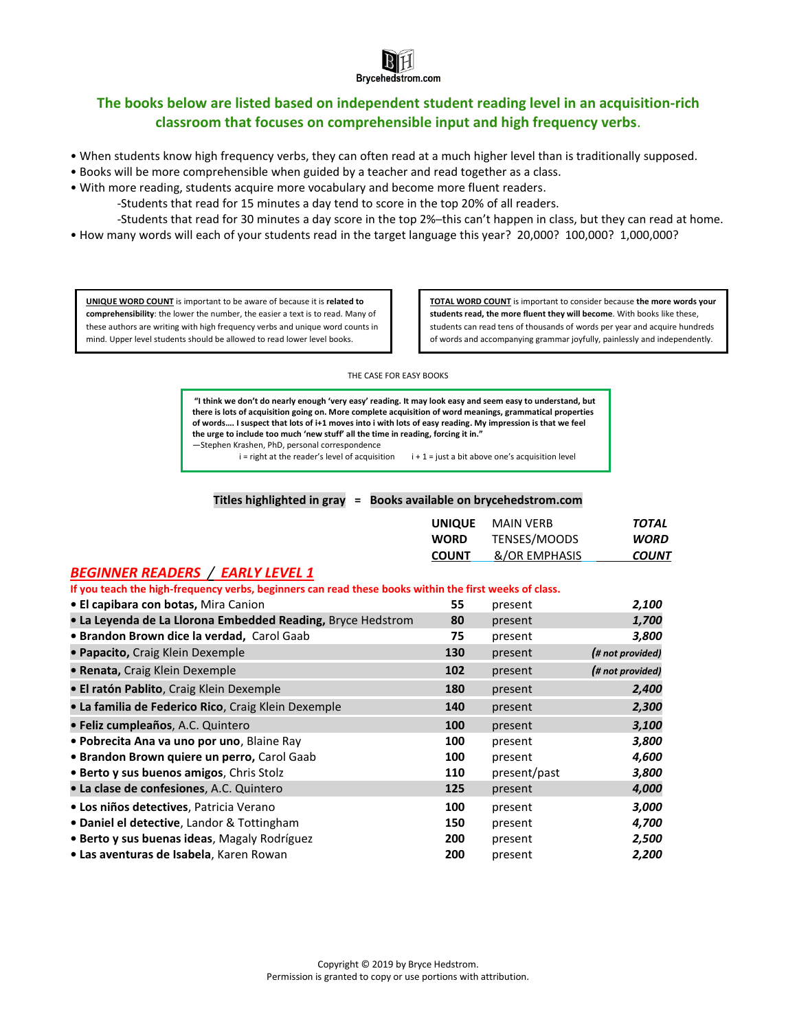Brycehedstrom.com

## The books below are listed based on independent student reading level in an acquisition-rich classroom that focuses on comprehensible input and high frequency verbs.

- When students know high frequency verbs, they can often read at a much higher level than is traditionally supposed.
- Books will be more comprehensible when guided by a teacher and read together as a class.
- With more reading, students acquire more vocabulary and become more fluent readers.
  - -Students that read for 15 minutes a day tend to score in the top 20% of all readers.
  - -Students that read for 30 minutes a day score in the top 2%–this can't happen in class, but they can read at home.
- How many words will each of your students read in the target language this year? 20,000? 100,000? 1,000,000?

**UNIQUE WORD COUNT** is important to be aware of because it is **related to comprehensibility**: the lower the number, the easier a text is to read. Many of these authors are writing with high frequency verbs and unique word counts in mind. Upper level students should be allowed to read lower level books.

**TOTAL WORD COUNT** is important to consider because **the more words your students read, the more fluent they will become**. With books like these, students can read tens of thousands of words per year and acquire hundreds of words and accompanying grammar joyfully, painlessly and independently.

THE CASE FOR EASY BOOKS

> **"I think we don't do nearly enough 'very easy' reading. It may look easy and seem easy to understand, but there is lots of acquisition going on. More complete acquisition of word meanings, grammatical properties of words…. I suspect that lots of i+1 moves into i with lots of easy reading. My impression is that we feel the urge to include too much 'new stuff' all the time in reading, forcing it in."**
> —Stephen Krashen, PhD, personal correspondence
> i = right at the reader's level of acquisition    i + 1 = just a bit above one's acquisition level

**Titles highlighted in gray = Books available on brycehedstrom.com**

## *BEGINNER READERS / EARLY LEVEL 1*

**If you teach the high-frequency verbs, beginners can read these books within the first weeks of class.**

| | UNIQUE WORD COUNT | MAIN VERB TENSES/MOODS &/OR EMPHASIS | *TOTAL WORD COUNT* |
|---|---|---|---|
| • **El capibara con botas,** Mira Canion | 55 | present | *2,100* |
| • **La Leyenda de La Llorona Embedded Reading,** Bryce Hedstrom | 80 | present | *1,700* |
| • **Brandon Brown dice la verdad,** Carol Gaab | 75 | present | *3,800* |
| • **Papacito,** Craig Klein Dexemple | 130 | present | *(# not provided)* |
| • **Renata,** Craig Klein Dexemple | 102 | present | *(# not provided)* |
| • **El ratón Pablito**, Craig Klein Dexemple | 180 | present | *2,400* |
| • **La familia de Federico Rico**, Craig Klein Dexemple | 140 | present | *2,300* |
| • **Feliz cumpleaños**, A.C. Quintero | 100 | present | *3,100* |
| • **Pobrecita Ana va uno por uno**, Blaine Ray | 100 | present | *3,800* |
| • **Brandon Brown quiere un perro,** Carol Gaab | 100 | present | *4,600* |
| • **Berto y sus buenos amigos**, Chris Stolz | 110 | present/past | *3,800* |
| • **La clase de confesiones**, A.C. Quintero | 125 | present | *4,000* |
| • **Los niños detectives**, Patricia Verano | 100 | present | *3,000* |
| • **Daniel el detective**, Landor & Tottingham | 150 | present | *4,700* |
| • **Berto y sus buenas ideas**, Magaly Rodríguez | 200 | present | *2,500* |
| • **Las aventuras de Isabela**, Karen Rowan | 200 | present | *2,200* |

Copyright © 2019 by Bryce Hedstrom.
Permission is granted to copy or use portions with attribution.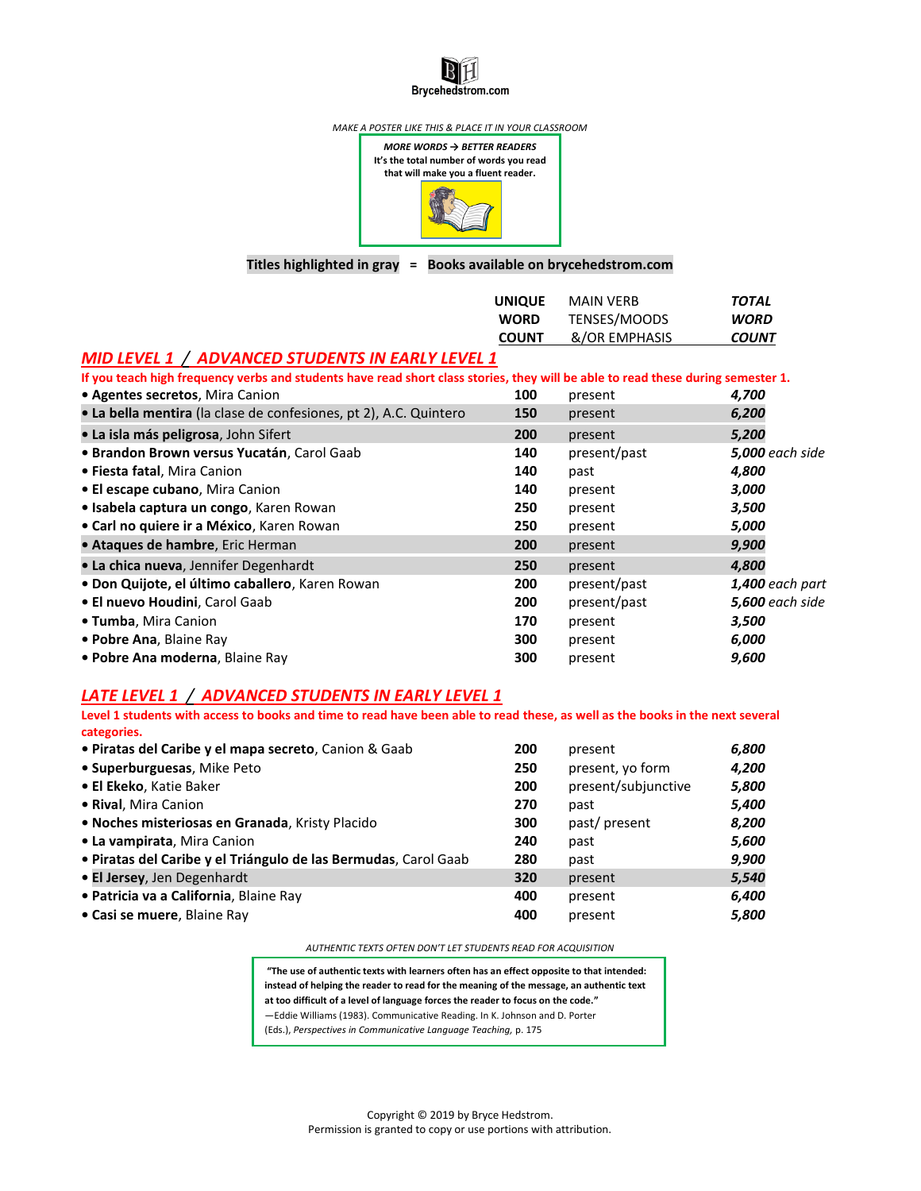Brycehedstrom.com

*MAKE A POSTER LIKE THIS & PLACE IT IN YOUR CLASSROOM*

***MORE WORDS → BETTER READERS***
**It's the total number of words you read that will make you a fluent reader.**

**Titles highlighted in gray = Books available on brycehedstrom.com**

| | UNIQUE WORD COUNT | MAIN VERB TENSES/MOODS &/OR EMPHASIS | *TOTAL WORD COUNT* |
|---|---|---|---|
| ***MID LEVEL 1 / ADVANCED STUDENTS IN EARLY LEVEL 1*** | | | |
| **If you teach high frequency verbs and students have read short class stories, they will be able to read these during semester 1.** | | | |
| • **Agentes secretos**, Mira Canion | 100 | present | ***4,700*** |
| • **La bella mentira** (la clase de confesiones, pt 2), A.C. Quintero | 150 | present | ***6,200*** |
| • **La isla más peligrosa**, John Sifert | 200 | present | ***5,200*** |
| • **Brandon Brown versus Yucatán**, Carol Gaab | 140 | present/past | ***5,000*** *each side* |
| • **Fiesta fatal**, Mira Canion | 140 | past | ***4,800*** |
| • **El escape cubano**, Mira Canion | 140 | present | ***3,000*** |
| • **Isabela captura un congo**, Karen Rowan | 250 | present | ***3,500*** |
| • **Carl no quiere ir a México**, Karen Rowan | 250 | present | ***5,000*** |
| • **Ataques de hambre**, Eric Herman | 200 | present | ***9,900*** |
| • **La chica nueva**, Jennifer Degenhardt | 250 | present | ***4,800*** |
| • **Don Quijote, el último caballero**, Karen Rowan | 200 | present/past | ***1,400*** *each part* |
| • **El nuevo Houdini**, Carol Gaab | 200 | present/past | ***5,600*** *each side* |
| • **Tumba**, Mira Canion | 170 | present | ***3,500*** |
| • **Pobre Ana**, Blaine Ray | 300 | present | ***6,000*** |
| • **Pobre Ana moderna**, Blaine Ray | 300 | present | ***9,600*** |
| ***LATE LEVEL 1 / ADVANCED STUDENTS IN EARLY LEVEL 1*** | | | |
| **Level 1 students with access to books and time to read have been able to read these, as well as the books in the next several categories.** | | | |
| • **Piratas del Caribe y el mapa secreto**, Canion & Gaab | 200 | present | ***6,800*** |
| • **Superburguesas**, Mike Peto | 250 | present, yo form | ***4,200*** |
| • **El Ekeko**, Katie Baker | 200 | present/subjunctive | ***5,800*** |
| • **Rival**, Mira Canion | 270 | past | ***5,400*** |
| • **Noches misteriosas en Granada**, Kristy Placido | 300 | past/ present | ***8,200*** |
| • **La vampirata**, Mira Canion | 240 | past | ***5,600*** |
| • **Piratas del Caribe y el Triángulo de las Bermudas**, Carol Gaab | 280 | past | ***9,900*** |
| • **El Jersey**, Jen Degenhardt | 320 | present | ***5,540*** |
| • **Patricia va a California**, Blaine Ray | 400 | present | ***6,400*** |
| • **Casi se muere**, Blaine Ray | 400 | present | ***5,800*** |

*AUTHENTIC TEXTS OFTEN DON'T LET STUDENTS READ FOR ACQUISITION*

**"The use of authentic texts with learners often has an effect opposite to that intended: instead of helping the reader to read for the meaning of the message, an authentic text at too difficult of a level of language forces the reader to focus on the code."**
—Eddie Williams (1983). Communicative Reading. In K. Johnson and D. Porter (Eds.), *Perspectives in Communicative Language Teaching*, p. 175

Copyright © 2019 by Bryce Hedstrom.
Permission is granted to copy or use portions with attribution.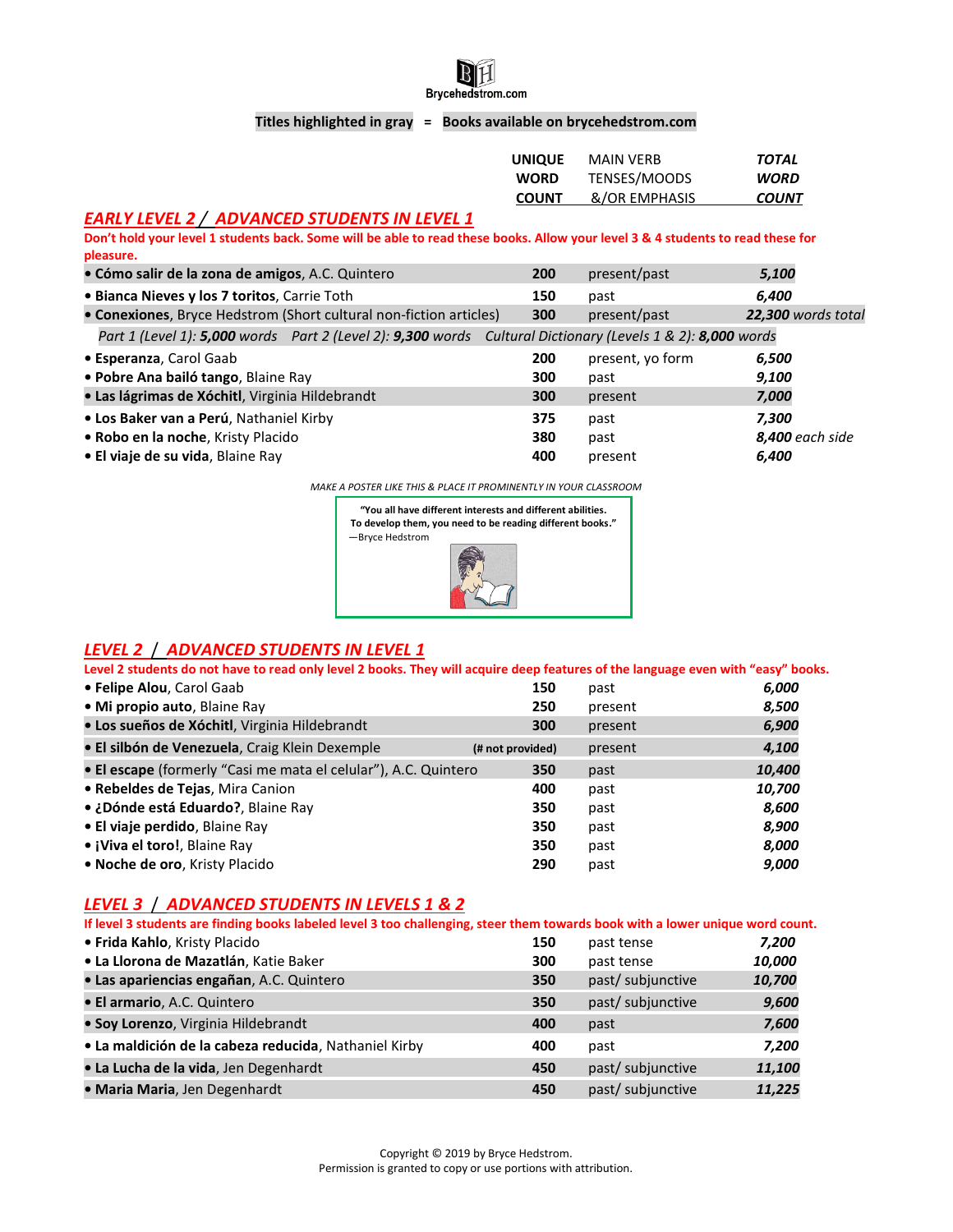Brycehedstrom.com

**Titles highlighted in gray = Books available on brycehedstrom.com**

| | UNIQUE WORD COUNT | MAIN VERB TENSES/MOODS &/OR EMPHASIS | *TOTAL WORD COUNT* |
|---|---|---|---|

## *EARLY LEVEL 2 / ADVANCED STUDENTS IN LEVEL 1*

**Don't hold your level 1 students back. Some will be able to read these books. Allow your level 3 & 4 students to read these for pleasure.**

| Title | Unique Word Count | Main Verb Tenses/Moods &/or Emphasis | Total Word Count |
|---|---|---|---|
| • **Cómo salir de la zona de amigos**, A.C. Quintero | 200 | present/past | *5,100* |
| • **Bianca Nieves y los 7 toritos**, Carrie Toth | 150 | past | *6,400* |
| • **Conexiones**, Bryce Hedstrom (Short cultural non-fiction articles) | 300 | present/past | *22,300 words total* |
| *Part 1 (Level 1): **5,000** words  Part 2 (Level 2): **9,300** words  Cultural Dictionary (Levels 1 & 2): **8,000** words* | | | |
| • **Esperanza**, Carol Gaab | 200 | present, yo form | *6,500* |
| • **Pobre Ana bailó tango**, Blaine Ray | 300 | past | *9,100* |
| • **Las lágrimas de Xóchitl**, Virginia Hildebrandt | 300 | present | *7,000* |
| • **Los Baker van a Perú**, Nathaniel Kirby | 375 | past | *7,300* |
| • **Robo en la noche**, Kristy Placido | 380 | past | *8,400 each side* |
| • **El viaje de su vida**, Blaine Ray | 400 | present | *6,400* |

*MAKE A POSTER LIKE THIS & PLACE IT PROMINENTLY IN YOUR CLASSROOM*

> **"You all have different interests and different abilities. To develop them, you need to be reading different books."**
> —Bryce Hedstrom

## *LEVEL 2 / ADVANCED STUDENTS IN LEVEL 1*

**Level 2 students do not have to read only level 2 books. They will acquire deep features of the language even with "easy" books.**

| Title | Unique Word Count | Main Verb Tenses/Moods &/or Emphasis | Total Word Count |
|---|---|---|---|
| • **Felipe Alou**, Carol Gaab | 150 | past | *6,000* |
| • **Mi propio auto**, Blaine Ray | 250 | present | *8,500* |
| • **Los sueños de Xóchitl**, Virginia Hildebrandt | 300 | present | *6,900* |
| • **El silbón de Venezuela**, Craig Klein Dexemple | (# not provided) | present | *4,100* |
| • **El escape** (formerly "Casi me mata el celular"), A.C. Quintero | 350 | past | *10,400* |
| • **Rebeldes de Tejas**, Mira Canion | 400 | past | *10,700* |
| • **¿Dónde está Eduardo?**, Blaine Ray | 350 | past | *8,600* |
| • **El viaje perdido**, Blaine Ray | 350 | past | *8,900* |
| • **¡Viva el toro!**, Blaine Ray | 350 | past | *8,000* |
| • **Noche de oro**, Kristy Placido | 290 | past | *9,000* |

## *LEVEL 3 / ADVANCED STUDENTS IN LEVELS 1 & 2*

**If level 3 students are finding books labeled level 3 too challenging, steer them towards book with a lower unique word count.**

| Title | Unique Word Count | Main Verb Tenses/Moods &/or Emphasis | Total Word Count |
|---|---|---|---|
| • **Frida Kahlo**, Kristy Placido | 150 | past tense | *7,200* |
| • **La Llorona de Mazatlán**, Katie Baker | 300 | past tense | *10,000* |
| • **Las apariencias engañan**, A.C. Quintero | 350 | past/ subjunctive | *10,700* |
| • **El armario**, A.C. Quintero | 350 | past/ subjunctive | *9,600* |
| • **Soy Lorenzo**, Virginia Hildebrandt | 400 | past | *7,600* |
| • **La maldición de la cabeza reducida**, Nathaniel Kirby | 400 | past | *7,200* |
| • **La Lucha de la vida**, Jen Degenhardt | 450 | past/ subjunctive | *11,100* |
| • **Maria Maria**, Jen Degenhardt | 450 | past/ subjunctive | *11,225* |

Copyright © 2019 by Bryce Hedstrom.
Permission is granted to copy or use portions with attribution.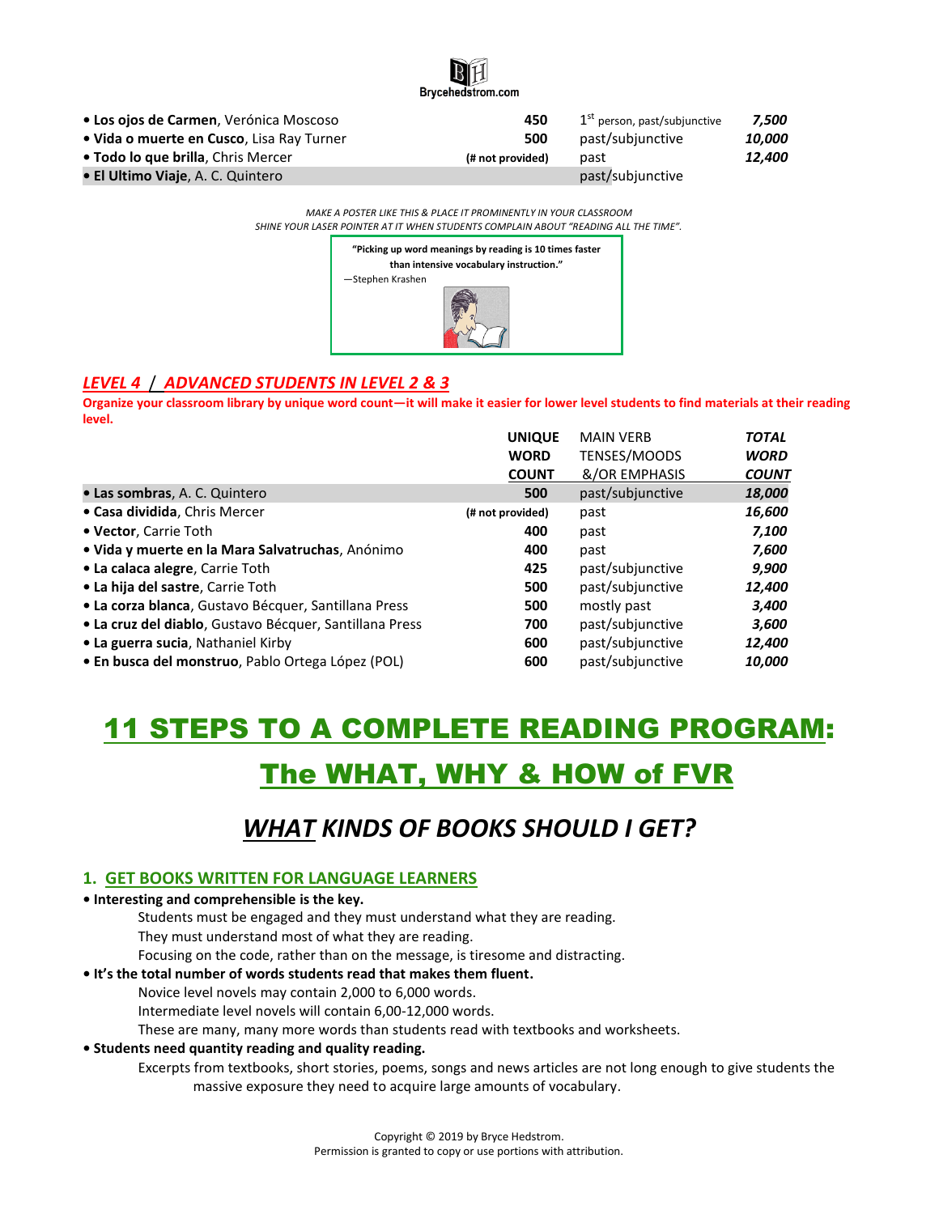| | | | |
|---|---|---|---|
| • **Los ojos de Carmen**, Verónica Moscoso | **450** | 1st person, past/subjunctive | ***7,500*** |
| • **Vida o muerte en Cusco**, Lisa Ray Turner | **500** | past/subjunctive | ***10,000*** |
| • **Todo lo que brilla**, Chris Mercer | **(# not provided)** | past | ***12,400*** |
| • **El Ultimo Viaje**, A. C. Quintero | | past/subjunctive | |

*MAKE A POSTER LIKE THIS & PLACE IT PROMINENTLY IN YOUR CLASSROOM*
*SHINE YOUR LASER POINTER AT IT WHEN STUDENTS COMPLAIN ABOUT "READING ALL THE TIME".*

> **"Picking up word meanings by reading is 10 times faster than intensive vocabulary instruction."**
> —Stephen Krashen

## *LEVEL 4 / ADVANCED STUDENTS IN LEVEL 2 & 3*

**Organize your classroom library by unique word count—it will make it easier for lower level students to find materials at their reading level.**

| | **UNIQUE WORD COUNT** | MAIN VERB TENSES/MOODS &/OR EMPHASIS | ***TOTAL WORD COUNT*** |
|---|---|---|---|
| • **Las sombras**, A. C. Quintero | **500** | past/subjunctive | ***18,000*** |
| • **Casa dividida**, Chris Mercer | **(# not provided)** | past | ***16,600*** |
| • **Vector**, Carrie Toth | **400** | past | ***7,100*** |
| • **Vida y muerte en la Mara Salvatruchas**, Anónimo | **400** | past | ***7,600*** |
| • **La calaca alegre**, Carrie Toth | **425** | past/subjunctive | ***9,900*** |
| • **La hija del sastre**, Carrie Toth | **500** | past/subjunctive | ***12,400*** |
| • **La corza blanca**, Gustavo Bécquer, Santillana Press | **500** | mostly past | ***3,400*** |
| • **La cruz del diablo**, Gustavo Bécquer, Santillana Press | **700** | past/subjunctive | ***3,600*** |
| • **La guerra sucia**, Nathaniel Kirby | **600** | past/subjunctive | ***12,400*** |
| • **En busca del monstruo**, Pablo Ortega López (POL) | **600** | past/subjunctive | ***10,000*** |

# 11 STEPS TO A COMPLETE READING PROGRAM: The WHAT, WHY & HOW of FVR

## *WHAT KINDS OF BOOKS SHOULD I GET?*

### 1. GET BOOKS WRITTEN FOR LANGUAGE LEARNERS

- **Interesting and comprehensible is the key.**
  - Students must be engaged and they must understand what they are reading.
  - They must understand most of what they are reading.
  - Focusing on the code, rather than on the message, is tiresome and distracting.
- **It's the total number of words students read that makes them fluent.**
  - Novice level novels may contain 2,000 to 6,000 words.
  - Intermediate level novels will contain 6,00-12,000 words.
  - These are many, many more words than students read with textbooks and worksheets.
- **Students need quantity reading and quality reading.**
  - Excerpts from textbooks, short stories, poems, songs and news articles are not long enough to give students the massive exposure they need to acquire large amounts of vocabulary.

Copyright © 2019 by Bryce Hedstrom.
Permission is granted to copy or use portions with attribution.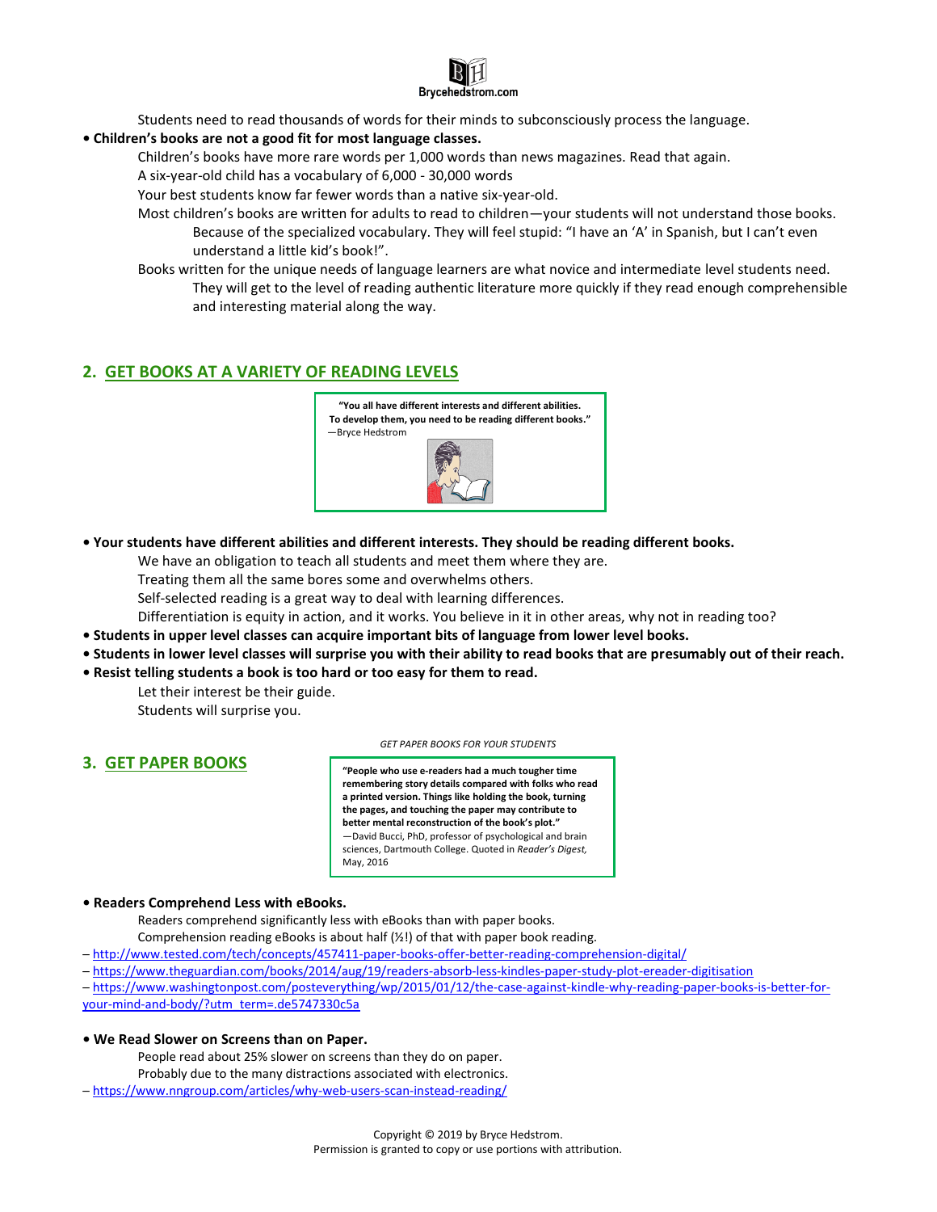Students need to read thousands of words for their minds to subconsciously process the language.

- **Children's books are not a good fit for most language classes.**
  - Children's books have more rare words per 1,000 words than news magazines. Read that again.
  - A six-year-old child has a vocabulary of 6,000 - 30,000 words
  - Your best students know far fewer words than a native six-year-old.
  - Most children's books are written for adults to read to children—your students will not understand those books.
    - Because of the specialized vocabulary. They will feel stupid: "I have an 'A' in Spanish, but I can't even understand a little kid's book!".
  - Books written for the unique needs of language learners are what novice and intermediate level students need.
    - They will get to the level of reading authentic literature more quickly if they read enough comprehensible and interesting material along the way.

## 2. GET BOOKS AT A VARIETY OF READING LEVELS

> **"You all have different interests and different abilities. To develop them, you need to be reading different books."**
> —Bryce Hedstrom

- **Your students have different abilities and different interests. They should be reading different books.**
  - We have an obligation to teach all students and meet them where they are.
  - Treating them all the same bores some and overwhelms others.
  - Self-selected reading is a great way to deal with learning differences.
  - Differentiation is equity in action, and it works. You believe in it in other areas, why not in reading too?
- **Students in upper level classes can acquire important bits of language from lower level books.**
- **Students in lower level classes will surprise you with their ability to read books that are presumably out of their reach.**
- **Resist telling students a book is too hard or too easy for them to read.**
  - Let their interest be their guide.
  - Students will surprise you.

## 3. GET PAPER BOOKS

*GET PAPER BOOKS FOR YOUR STUDENTS*

> **"People who use e-readers had a much tougher time remembering story details compared with folks who read a printed version. Things like holding the book, turning the pages, and touching the paper may contribute to better mental reconstruction of the book's plot."**
> —David Bucci, PhD, professor of psychological and brain sciences, Dartmouth College. Quoted in *Reader's Digest,* May, 2016

- **Readers Comprehend Less with eBooks.**
  - Readers comprehend significantly less with eBooks than with paper books.
  - Comprehension reading eBooks is about half (½!) of that with paper book reading.

– http://www.tested.com/tech/concepts/457411-paper-books-offer-better-reading-comprehension-digital/
– https://www.theguardian.com/books/2014/aug/19/readers-absorb-less-kindles-paper-study-plot-ereader-digitisation
– https://www.washingtonpost.com/posteverything/wp/2015/01/12/the-case-against-kindle-why-reading-paper-books-is-better-for-your-mind-and-body/?utm_term=.de5747330c5a

- **We Read Slower on Screens than on Paper.**
  - People read about 25% slower on screens than they do on paper.
  - Probably due to the many distractions associated with electronics.

– https://www.nngroup.com/articles/why-web-users-scan-instead-reading/

Copyright © 2019 by Bryce Hedstrom.
Permission is granted to copy or use portions with attribution.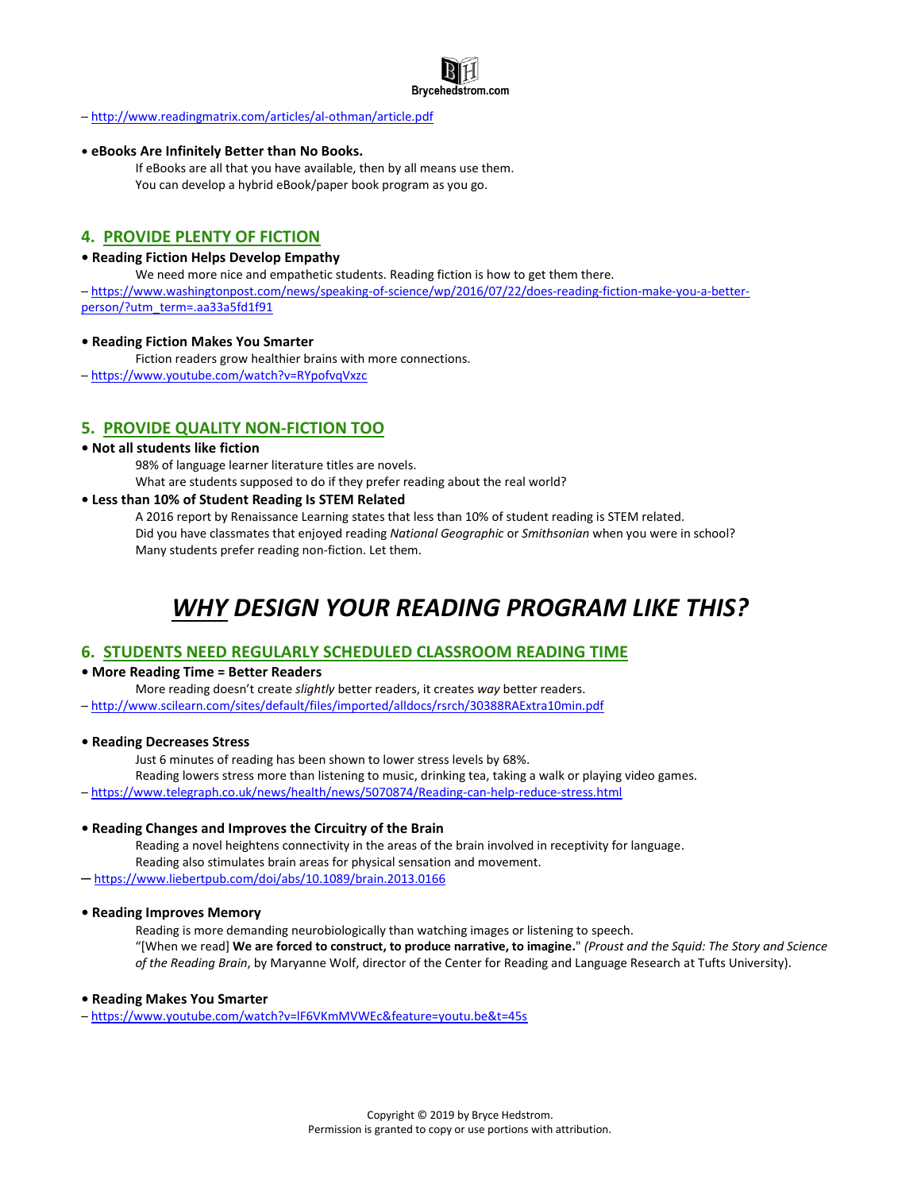– http://www.readingmatrix.com/articles/al-othman/article.pdf

**• eBooks Are Infinitely Better than No Books.**

If eBooks are all that you have available, then by all means use them.
You can develop a hybrid eBook/paper book program as you go.

## 4. PROVIDE PLENTY OF FICTION

**• Reading Fiction Helps Develop Empathy**

We need more nice and empathetic students. Reading fiction is how to get them there.

– https://www.washingtonpost.com/news/speaking-of-science/wp/2016/07/22/does-reading-fiction-make-you-a-better-person/?utm_term=.aa33a5fd1f91

**• Reading Fiction Makes You Smarter**

Fiction readers grow healthier brains with more connections.

– https://www.youtube.com/watch?v=RYpofvqVxzc

## 5. PROVIDE QUALITY NON-FICTION TOO

**• Not all students like fiction**

98% of language learner literature titles are novels.
What are students supposed to do if they prefer reading about the real world?

**• Less than 10% of Student Reading Is STEM Related**

A 2016 report by Renaissance Learning states that less than 10% of student reading is STEM related.
Did you have classmates that enjoyed reading *National Geographic* or *Smithsonian* when you were in school?
Many students prefer reading non-fiction. Let them.

# *WHY DESIGN YOUR READING PROGRAM LIKE THIS?*

## 6. STUDENTS NEED REGULARLY SCHEDULED CLASSROOM READING TIME

**• More Reading Time = Better Readers**

More reading doesn't create *slightly* better readers, it creates *way* better readers.

– http://www.scilearn.com/sites/default/files/imported/alldocs/rsrch/30388RAExtra10min.pdf

**• Reading Decreases Stress**

Just 6 minutes of reading has been shown to lower stress levels by 68%.
Reading lowers stress more than listening to music, drinking tea, taking a walk or playing video games.

– https://www.telegraph.co.uk/news/health/news/5070874/Reading-can-help-reduce-stress.html

**• Reading Changes and Improves the Circuitry of the Brain**

Reading a novel heightens connectivity in the areas of the brain involved in receptivity for language.
Reading also stimulates brain areas for physical sensation and movement.

— https://www.liebertpub.com/doi/abs/10.1089/brain.2013.0166

**• Reading Improves Memory**

Reading is more demanding neurobiologically than watching images or listening to speech.
"[When we read] **We are forced to construct, to produce narrative, to imagine.**" *(Proust and the Squid: The Story and Science of the Reading Brain*, by Maryanne Wolf, director of the Center for Reading and Language Research at Tufts University).

**• Reading Makes You Smarter**

– https://www.youtube.com/watch?v=lF6VKmMVWEc&feature=youtu.be&t=45s

Copyright © 2019 by Bryce Hedstrom.
Permission is granted to copy or use portions with attribution.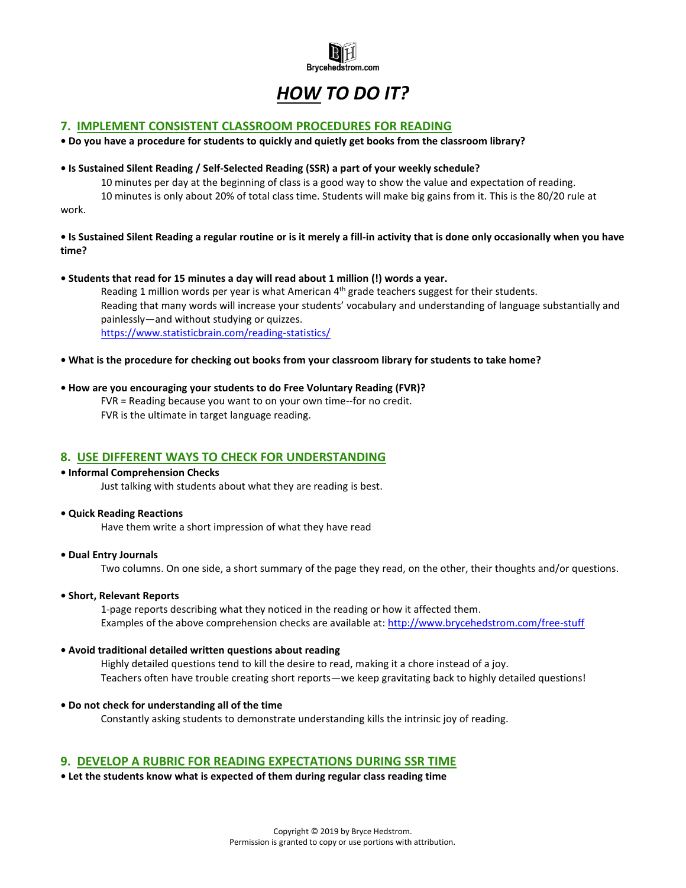# *HOW TO DO IT?*

## 7. IMPLEMENT CONSISTENT CLASSROOM PROCEDURES FOR READING

**• Do you have a procedure for students to quickly and quietly get books from the classroom library?**

**• Is Sustained Silent Reading / Self-Selected Reading (SSR) a part of your weekly schedule?**

10 minutes per day at the beginning of class is a good way to show the value and expectation of reading.
10 minutes is only about 20% of total class time. Students will make big gains from it. This is the 80/20 rule at work.

**• Is Sustained Silent Reading a regular routine or is it merely a fill-in activity that is done only occasionally when you have time?**

**• Students that read for 15 minutes a day will read about 1 million (!) words a year.**

Reading 1 million words per year is what American 4th grade teachers suggest for their students.
Reading that many words will increase your students' vocabulary and understanding of language substantially and painlessly—and without studying or quizzes.
https://www.statisticbrain.com/reading-statistics/

**• What is the procedure for checking out books from your classroom library for students to take home?**

**• How are you encouraging your students to do Free Voluntary Reading (FVR)?**

FVR = Reading because you want to on your own time--for no credit.
FVR is the ultimate in target language reading.

## 8. USE DIFFERENT WAYS TO CHECK FOR UNDERSTANDING

**• Informal Comprehension Checks**

Just talking with students about what they are reading is best.

**• Quick Reading Reactions**

Have them write a short impression of what they have read

**• Dual Entry Journals**

Two columns. On one side, a short summary of the page they read, on the other, their thoughts and/or questions.

**• Short, Relevant Reports**

1-page reports describing what they noticed in the reading or how it affected them.
Examples of the above comprehension checks are available at: http://www.brycehedstrom.com/free-stuff

**• Avoid traditional detailed written questions about reading**

Highly detailed questions tend to kill the desire to read, making it a chore instead of a joy.
Teachers often have trouble creating short reports—we keep gravitating back to highly detailed questions!

**• Do not check for understanding all of the time**

Constantly asking students to demonstrate understanding kills the intrinsic joy of reading.

## 9. DEVELOP A RUBRIC FOR READING EXPECTATIONS DURING SSR TIME

**• Let the students know what is expected of them during regular class reading time**

Copyright © 2019 by Bryce Hedstrom.
Permission is granted to copy or use portions with attribution.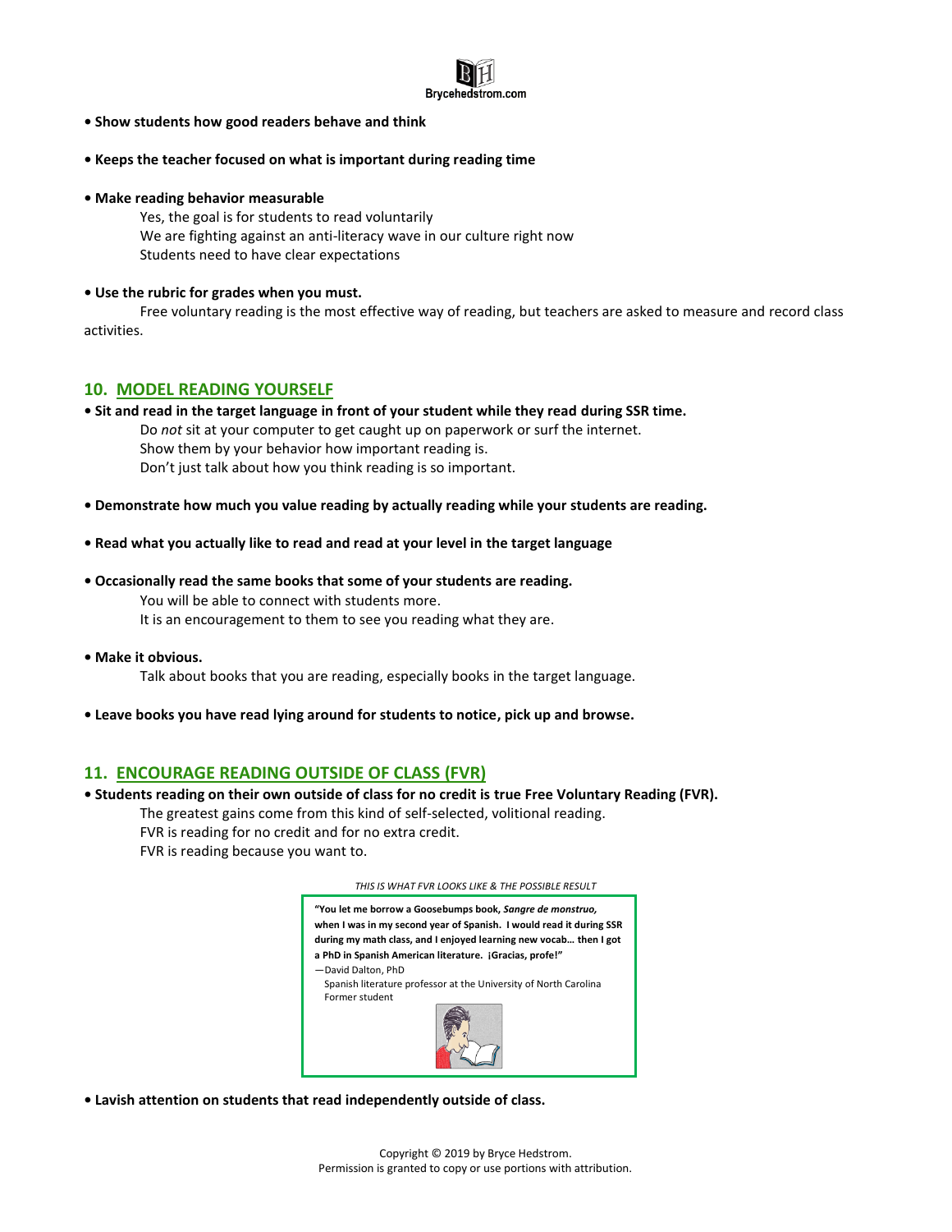- **Show students how good readers behave and think**

- **Keeps the teacher focused on what is important during reading time**

- **Make reading behavior measurable**
  
  Yes, the goal is for students to read voluntarily
  We are fighting against an anti-literacy wave in our culture right now
  Students need to have clear expectations

- **Use the rubric for grades when you must.**
  
  Free voluntary reading is the most effective way of reading, but teachers are asked to measure and record class activities.

## 10. MODEL READING YOURSELF

- **Sit and read in the target language in front of your student while they read during SSR time.**
  
  Do *not* sit at your computer to get caught up on paperwork or surf the internet.
  Show them by your behavior how important reading is.
  Don't just talk about how you think reading is so important.

- **Demonstrate how much you value reading by actually reading while your students are reading.**

- **Read what you actually like to read and read at your level in the target language**

- **Occasionally read the same books that some of your students are reading.**
  
  You will be able to connect with students more.
  It is an encouragement to them to see you reading what they are.

- **Make it obvious.**
  
  Talk about books that you are reading, especially books in the target language.

- **Leave books you have read lying around for students to notice, pick up and browse.**

## 11. ENCOURAGE READING OUTSIDE OF CLASS (FVR)

- **Students reading on their own outside of class for no credit is true Free Voluntary Reading (FVR).**
  
  The greatest gains come from this kind of self-selected, volitional reading.
  FVR is reading for no credit and for no extra credit.
  FVR is reading because you want to.

*THIS IS WHAT FVR LOOKS LIKE & THE POSSIBLE RESULT*

> **"You let me borrow a Goosebumps book, *Sangre de monstruo,* when I was in my second year of Spanish. I would read it during SSR during my math class, and I enjoyed learning new vocab… then I got a PhD in Spanish American literature. ¡Gracias, profe!"**
>
> —David Dalton, PhD
> Spanish literature professor at the University of North Carolina
> Former student

- **Lavish attention on students that read independently outside of class.**

Copyright © 2019 by Bryce Hedstrom.
Permission is granted to copy or use portions with attribution.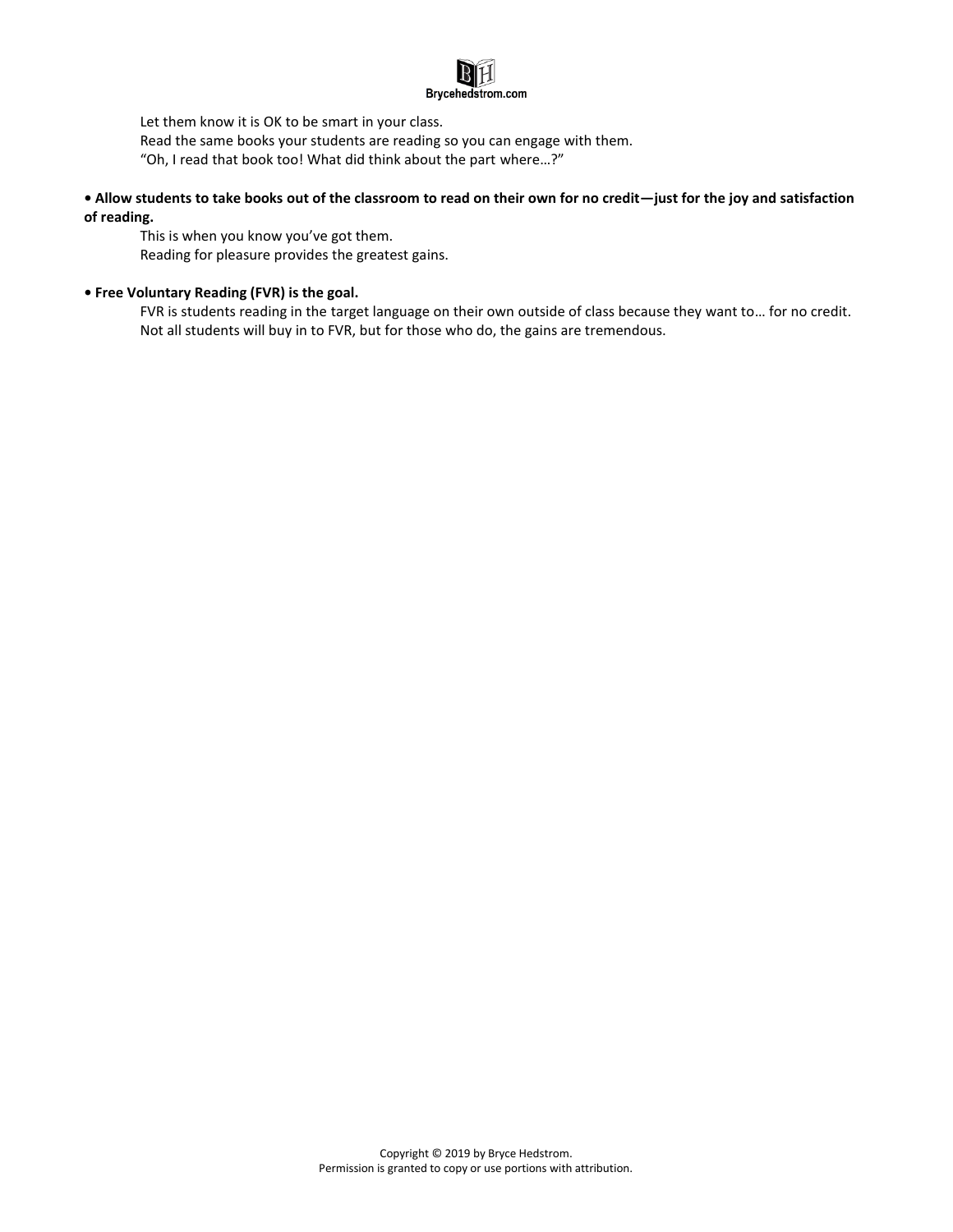Let them know it is OK to be smart in your class.
Read the same books your students are reading so you can engage with them.
"Oh, I read that book too! What did think about the part where…?"

• **Allow students to take books out of the classroom to read on their own for no credit—just for the joy and satisfaction of reading.**

This is when you know you've got them.
Reading for pleasure provides the greatest gains.

• **Free Voluntary Reading (FVR) is the goal.**

FVR is students reading in the target language on their own outside of class because they want to… for no credit.
Not all students will buy in to FVR, but for those who do, the gains are tremendous.

Copyright © 2019 by Bryce Hedstrom.
Permission is granted to copy or use portions with attribution.